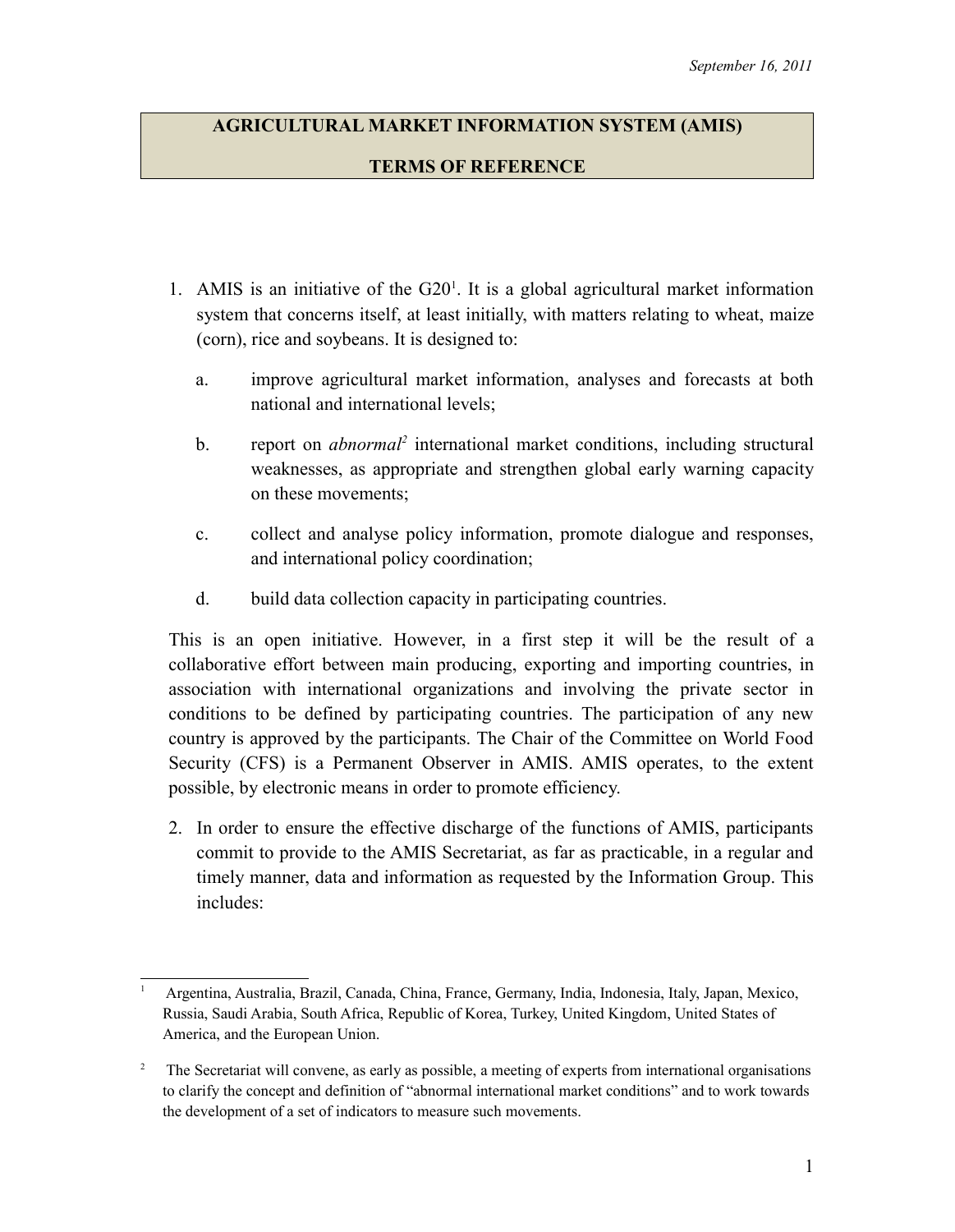September 16, 2011

# AGRICULTURAL MARKET INFORMATION SYSTEM (AMIS)

## TERMS OF REFERENCE

1. AMIS is an initiative of the G20[1]. It is a global agricultural market information system that concerns itself, at least initially, with matters relating to wheat, maize (corn), rice and soybeans. It is designed to:

   a. improve agricultural market information, analyses and forecasts at both national and international levels;

   b. report on *abnormal*[2] international market conditions, including structural weaknesses, as appropriate and strengthen global early warning capacity on these movements;

   c. collect and analyse policy information, promote dialogue and responses, and international policy coordination;

   d. build data collection capacity in participating countries.

   This is an open initiative. However, in a first step it will be the result of a collaborative effort between main producing, exporting and importing countries, in association with international organizations and involving the private sector in conditions to be defined by participating countries. The participation of any new country is approved by the participants. The Chair of the Committee on World Food Security (CFS) is a Permanent Observer in AMIS. AMIS operates, to the extent possible, by electronic means in order to promote efficiency.

2. In order to ensure the effective discharge of the functions of AMIS, participants commit to provide to the AMIS Secretariat, as far as practicable, in a regular and timely manner, data and information as requested by the Information Group. This includes:

---

[1] Argentina, Australia, Brazil, Canada, China, France, Germany, India, Indonesia, Italy, Japan, Mexico, Russia, Saudi Arabia, South Africa, Republic of Korea, Turkey, United Kingdom, United States of America, and the European Union.

[2] The Secretariat will convene, as early as possible, a meeting of experts from international organisations to clarify the concept and definition of "abnormal international market conditions" and to work towards the development of a set of indicators to measure such movements.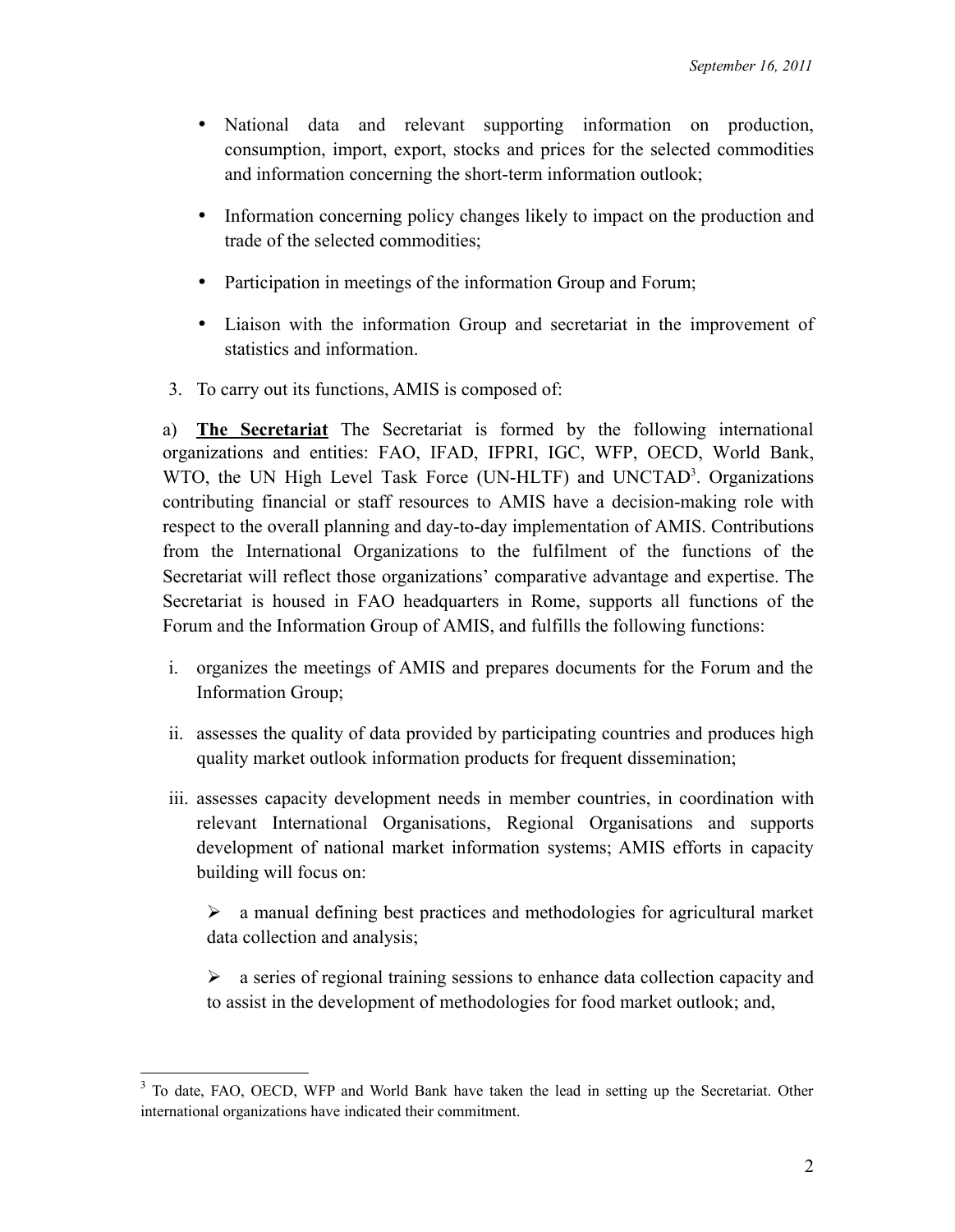- National data and relevant supporting information on production, consumption, import, export, stocks and prices for the selected commodities and information concerning the short-term information outlook;
- Information concerning policy changes likely to impact on the production and trade of the selected commodities;
- Participation in meetings of the information Group and Forum;
- Liaison with the information Group and secretariat in the improvement of statistics and information.

3. To carry out its functions, AMIS is composed of:

a) **The Secretariat** The Secretariat is formed by the following international organizations and entities: FAO, IFAD, IFPRI, IGC, WFP, OECD, World Bank, WTO, the UN High Level Task Force (UN-HLTF) and UNCTAD[3]. Organizations contributing financial or staff resources to AMIS have a decision-making role with respect to the overall planning and day-to-day implementation of AMIS. Contributions from the International Organizations to the fulfilment of the functions of the Secretariat will reflect those organizations' comparative advantage and expertise. The Secretariat is housed in FAO headquarters in Rome, supports all functions of the Forum and the Information Group of AMIS, and fulfills the following functions:

i. organizes the meetings of AMIS and prepares documents for the Forum and the Information Group;

ii. assesses the quality of data provided by participating countries and produces high quality market outlook information products for frequent dissemination;

iii. assesses capacity development needs in member countries, in coordination with relevant International Organisations, Regional Organisations and supports development of national market information systems; AMIS efforts in capacity building will focus on:

   - a manual defining best practices and methodologies for agricultural market data collection and analysis;
   - a series of regional training sessions to enhance data collection capacity and to assist in the development of methodologies for food market outlook; and,

[3] To date, FAO, OECD, WFP and World Bank have taken the lead in setting up the Secretariat. Other international organizations have indicated their commitment.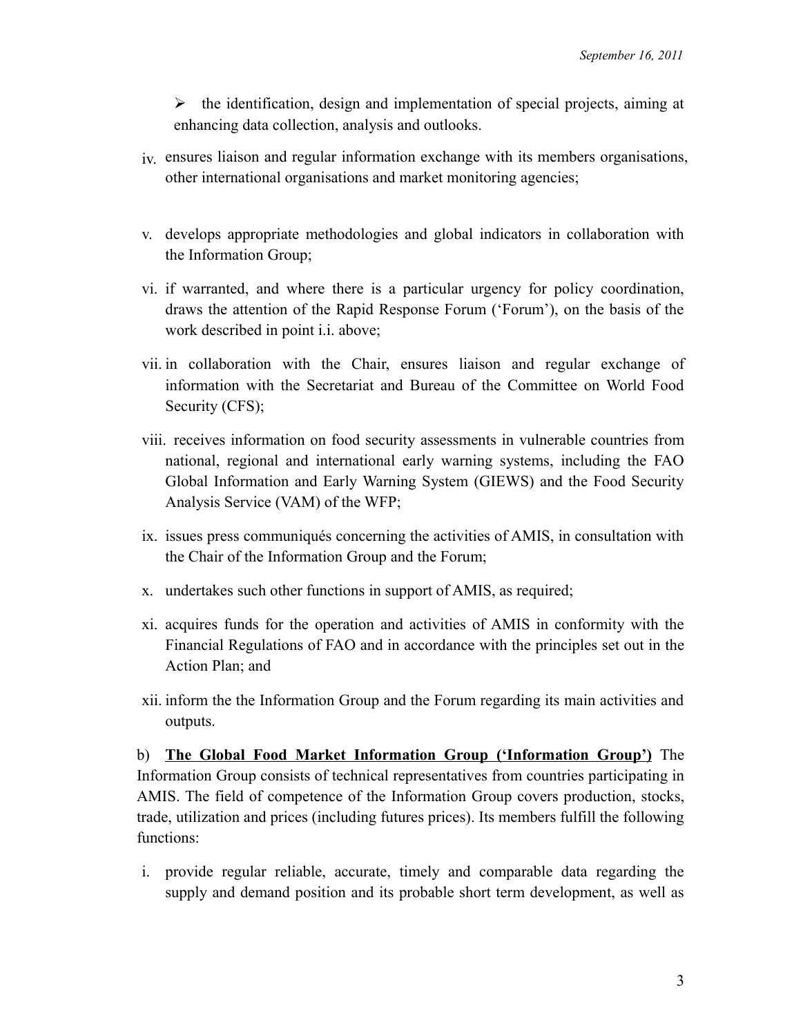- the identification, design and implementation of special projects, aiming at enhancing data collection, analysis and outlooks.

iv. ensures liaison and regular information exchange with its members organisations, other international organisations and market monitoring agencies;

v. develops appropriate methodologies and global indicators in collaboration with the Information Group;

vi. if warranted, and where there is a particular urgency for policy coordination, draws the attention of the Rapid Response Forum ('Forum'), on the basis of the work described in point i.i. above;

vii. in collaboration with the Chair, ensures liaison and regular exchange of information with the Secretariat and Bureau of the Committee on World Food Security (CFS);

viii. receives information on food security assessments in vulnerable countries from national, regional and international early warning systems, including the FAO Global Information and Early Warning System (GIEWS) and the Food Security Analysis Service (VAM) of the WFP;

ix. issues press communiqués concerning the activities of AMIS, in consultation with the Chair of the Information Group and the Forum;

x. undertakes such other functions in support of AMIS, as required;

xi. acquires funds for the operation and activities of AMIS in conformity with the Financial Regulations of FAO and in accordance with the principles set out in the Action Plan; and

xii. inform the the Information Group and the Forum regarding its main activities and outputs.

b) **<u>The Global Food Market Information Group ('Information Group')</u>** The Information Group consists of technical representatives from countries participating in AMIS. The field of competence of the Information Group covers production, stocks, trade, utilization and prices (including futures prices). Its members fulfill the following functions:

i. provide regular reliable, accurate, timely and comparable data regarding the supply and demand position and its probable short term development, as well as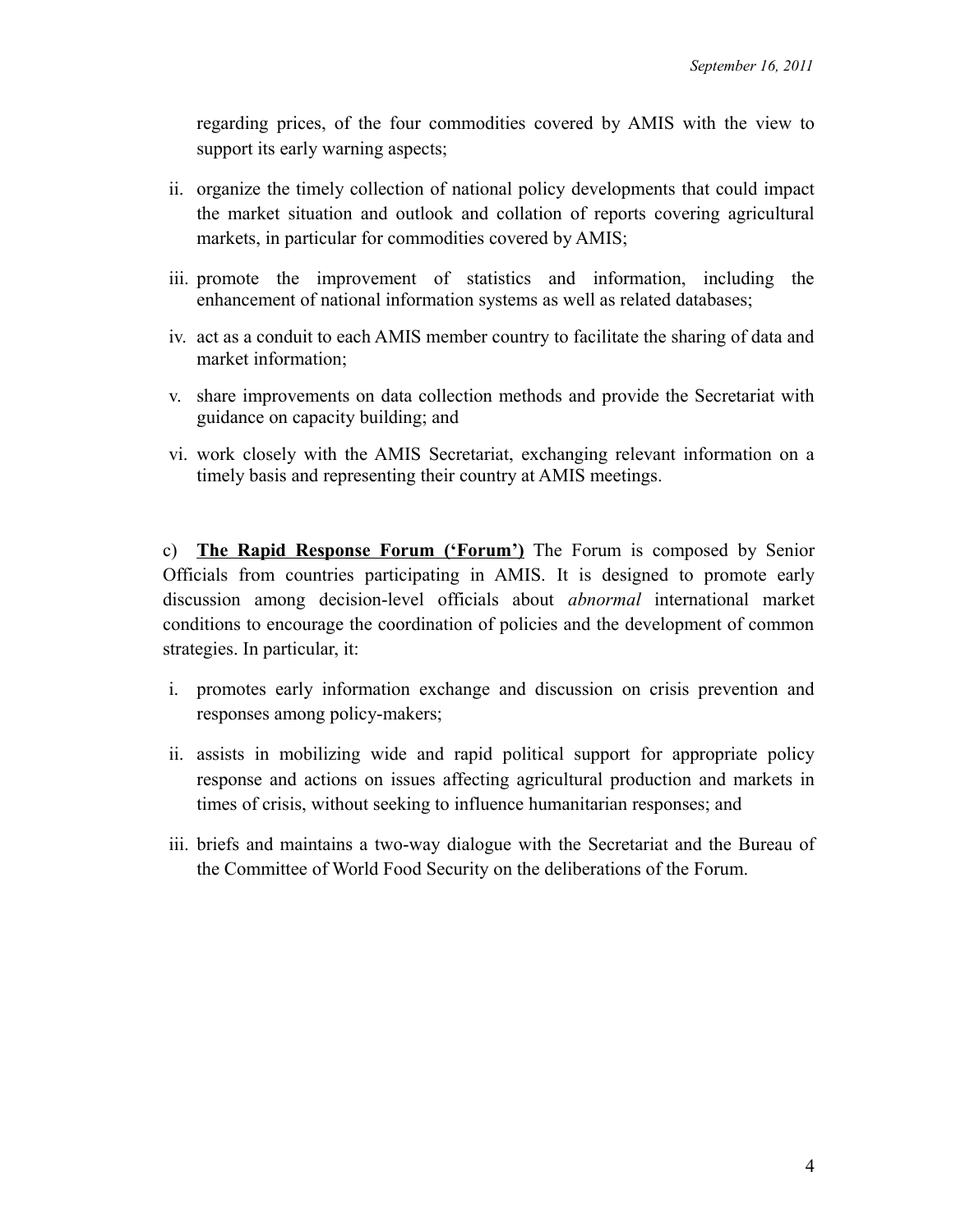regarding prices, of the four commodities covered by AMIS with the view to support its early warning aspects;

ii. organize the timely collection of national policy developments that could impact the market situation and outlook and collation of reports covering agricultural markets, in particular for commodities covered by AMIS;

iii. promote the improvement of statistics and information, including the enhancement of national information systems as well as related databases;

iv. act as a conduit to each AMIS member country to facilitate the sharing of data and market information;

v. share improvements on data collection methods and provide the Secretariat with guidance on capacity building; and

vi. work closely with the AMIS Secretariat, exchanging relevant information on a timely basis and representing their country at AMIS meetings.

c) **<u>The Rapid Response Forum ('Forum')</u>** The Forum is composed by Senior Officials from countries participating in AMIS. It is designed to promote early discussion among decision-level officials about *abnormal* international market conditions to encourage the coordination of policies and the development of common strategies. In particular, it:

i. promotes early information exchange and discussion on crisis prevention and responses among policy-makers;

ii. assists in mobilizing wide and rapid political support for appropriate policy response and actions on issues affecting agricultural production and markets in times of crisis, without seeking to influence humanitarian responses; and

iii. briefs and maintains a two-way dialogue with the Secretariat and the Bureau of the Committee of World Food Security on the deliberations of the Forum.